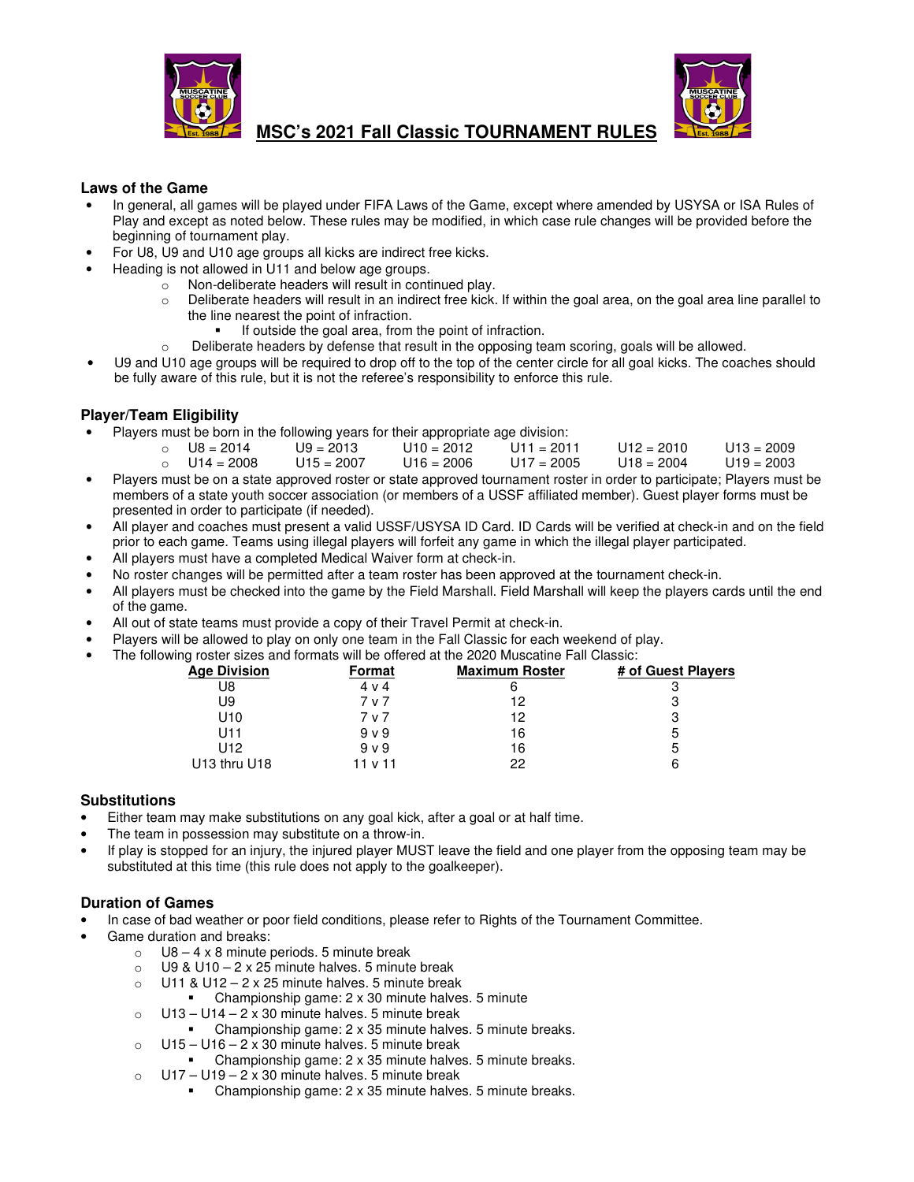# MSC's 2021 Fall Classic TOURNAMENT RULES

### Laws of the Game

- In general, all games will be played under FIFA Laws of the Game, except where amended by USYSA or ISA Rules of Play and except as noted below. These rules may be modified, in which case rule changes will be provided before the beginning of tournament play.
- For U8, U9 and U10 age groups all kicks are indirect free kicks.
- Heading is not allowed in U11 and below age groups.
  - Non-deliberate headers will result in continued play.
  - Deliberate headers will result in an indirect free kick. If within the goal area, on the goal area line parallel to the line nearest the point of infraction.
    - If outside the goal area, from the point of infraction.
  - Deliberate headers by defense that result in the opposing team scoring, goals will be allowed.
- U9 and U10 age groups will be required to drop off to the top of the center circle for all goal kicks. The coaches should be fully aware of this rule, but it is not the referee's responsibility to enforce this rule.

### Player/Team Eligibility

- Players must be born in the following years for their appropriate age division:
  - U8 = 2014   U9 = 2013   U10 = 2012   U11 = 2011   U12 = 2010   U13 = 2009
  - U14 = 2008   U15 = 2007   U16 = 2006   U17 = 2005   U18 = 2004   U19 = 2003
- Players must be on a state approved roster or state approved tournament roster in order to participate; Players must be members of a state youth soccer association (or members of a USSF affiliated member). Guest player forms must be presented in order to participate (if needed).
- All player and coaches must present a valid USSF/USYSA ID Card. ID Cards will be verified at check-in and on the field prior to each game. Teams using illegal players will forfeit any game in which the illegal player participated.
- All players must have a completed Medical Waiver form at check-in.
- No roster changes will be permitted after a team roster has been approved at the tournament check-in.
- All players must be checked into the game by the Field Marshall. Field Marshall will keep the players cards until the end of the game.
- All out of state teams must provide a copy of their Travel Permit at check-in.
- Players will be allowed to play on only one team in the Fall Classic for each weekend of play.
- The following roster sizes and formats will be offered at the 2020 Muscatine Fall Classic:

| Age Division | Format | Maximum Roster | # of Guest Players |
|---|---|---|---|
| U8 | 4 v 4 | 6 | 3 |
| U9 | 7 v 7 | 12 | 3 |
| U10 | 7 v 7 | 12 | 3 |
| U11 | 9 v 9 | 16 | 5 |
| U12 | 9 v 9 | 16 | 5 |
| U13 thru U18 | 11 v 11 | 22 | 6 |

### Substitutions

- Either team may make substitutions on any goal kick, after a goal or at half time.
- The team in possession may substitute on a throw-in.
- If play is stopped for an injury, the injured player MUST leave the field and one player from the opposing team may be substituted at this time (this rule does not apply to the goalkeeper).

### Duration of Games

- In case of bad weather or poor field conditions, please refer to Rights of the Tournament Committee.
- Game duration and breaks:
  - U8 – 4 x 8 minute periods. 5 minute break
  - U9 & U10 – 2 x 25 minute halves. 5 minute break
  - U11 & U12 – 2 x 25 minute halves. 5 minute break
    - Championship game: 2 x 30 minute halves. 5 minute
  - U13 – U14 – 2 x 30 minute halves. 5 minute break
    - Championship game: 2 x 35 minute halves. 5 minute breaks.
  - U15 – U16 – 2 x 30 minute halves. 5 minute break
    - Championship game: 2 x 35 minute halves. 5 minute breaks.
  - U17 – U19 – 2 x 30 minute halves. 5 minute break
    - Championship game: 2 x 35 minute halves. 5 minute breaks.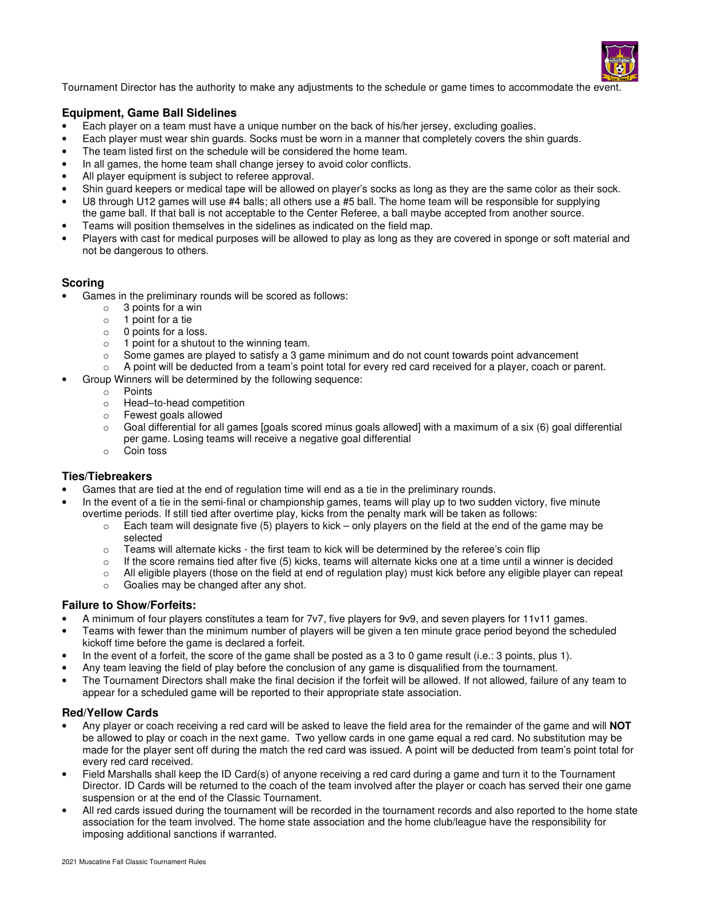Tournament Director has the authority to make any adjustments to the schedule or game times to accommodate the event.

### Equipment, Game Ball Sidelines

- Each player on a team must have a unique number on the back of his/her jersey, excluding goalies.
- Each player must wear shin guards. Socks must be worn in a manner that completely covers the shin guards.
- The team listed first on the schedule will be considered the home team.
- In all games, the home team shall change jersey to avoid color conflicts.
- All player equipment is subject to referee approval.
- Shin guard keepers or medical tape will be allowed on player's socks as long as they are the same color as their sock.
- U8 through U12 games will use #4 balls; all others use a #5 ball. The home team will be responsible for supplying the game ball. If that ball is not acceptable to the Center Referee, a ball maybe accepted from another source.
- Teams will position themselves in the sidelines as indicated on the field map.
- Players with cast for medical purposes will be allowed to play as long as they are covered in sponge or soft material and not be dangerous to others.

### Scoring

- Games in the preliminary rounds will be scored as follows:
  - 3 points for a win
  - 1 point for a tie
  - 0 points for a loss.
  - 1 point for a shutout to the winning team.
  - Some games are played to satisfy a 3 game minimum and do not count towards point advancement
  - A point will be deducted from a team's point total for every red card received for a player, coach or parent.
- Group Winners will be determined by the following sequence:
  - Points
  - Head–to-head competition
  - Fewest goals allowed
  - Goal differential for all games [goals scored minus goals allowed] with a maximum of a six (6) goal differential per game. Losing teams will receive a negative goal differential
  - Coin toss

### Ties/Tiebreakers

- Games that are tied at the end of regulation time will end as a tie in the preliminary rounds.
- In the event of a tie in the semi-final or championship games, teams will play up to two sudden victory, five minute overtime periods. If still tied after overtime play, kicks from the penalty mark will be taken as follows:
  - Each team will designate five (5) players to kick – only players on the field at the end of the game may be selected
  - Teams will alternate kicks - the first team to kick will be determined by the referee's coin flip
  - If the score remains tied after five (5) kicks, teams will alternate kicks one at a time until a winner is decided
  - All eligible players (those on the field at end of regulation play) must kick before any eligible player can repeat
  - Goalies may be changed after any shot.

### Failure to Show/Forfeits:

- A minimum of four players constitutes a team for 7v7, five players for 9v9, and seven players for 11v11 games.
- Teams with fewer than the minimum number of players will be given a ten minute grace period beyond the scheduled kickoff time before the game is declared a forfeit.
- In the event of a forfeit, the score of the game shall be posted as a 3 to 0 game result (i.e.: 3 points, plus 1).
- Any team leaving the field of play before the conclusion of any game is disqualified from the tournament.
- The Tournament Directors shall make the final decision if the forfeit will be allowed. If not allowed, failure of any team to appear for a scheduled game will be reported to their appropriate state association.

### Red/Yellow Cards

- Any player or coach receiving a red card will be asked to leave the field area for the remainder of the game and will **NOT** be allowed to play or coach in the next game. Two yellow cards in one game equal a red card. No substitution may be made for the player sent off during the match the red card was issued. A point will be deducted from team's point total for every red card received.
- Field Marshalls shall keep the ID Card(s) of anyone receiving a red card during a game and turn it to the Tournament Director. ID Cards will be returned to the coach of the team involved after the player or coach has served their one game suspension or at the end of the Classic Tournament.
- All red cards issued during the tournament will be recorded in the tournament records and also reported to the home state association for the team involved. The home state association and the home club/league have the responsibility for imposing additional sanctions if warranted.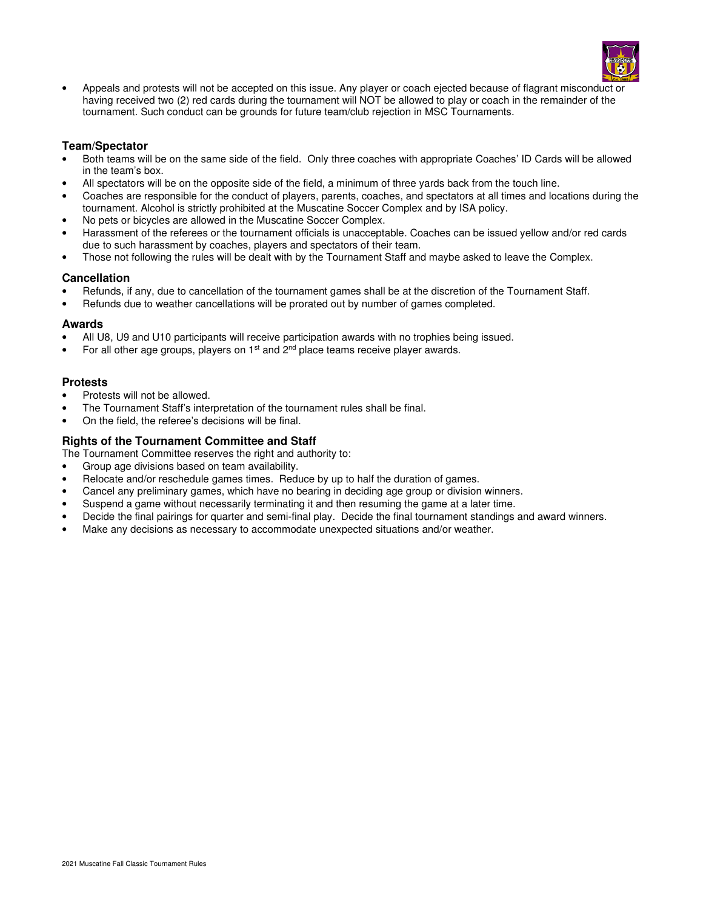- Appeals and protests will not be accepted on this issue. Any player or coach ejected because of flagrant misconduct or having received two (2) red cards during the tournament will NOT be allowed to play or coach in the remainder of the tournament. Such conduct can be grounds for future team/club rejection in MSC Tournaments.

### Team/Spectator

- Both teams will be on the same side of the field. Only three coaches with appropriate Coaches' ID Cards will be allowed in the team's box.
- All spectators will be on the opposite side of the field, a minimum of three yards back from the touch line.
- Coaches are responsible for the conduct of players, parents, coaches, and spectators at all times and locations during the tournament. Alcohol is strictly prohibited at the Muscatine Soccer Complex and by ISA policy.
- No pets or bicycles are allowed in the Muscatine Soccer Complex.
- Harassment of the referees or the tournament officials is unacceptable. Coaches can be issued yellow and/or red cards due to such harassment by coaches, players and spectators of their team.
- Those not following the rules will be dealt with by the Tournament Staff and maybe asked to leave the Complex.

### Cancellation

- Refunds, if any, due to cancellation of the tournament games shall be at the discretion of the Tournament Staff.
- Refunds due to weather cancellations will be prorated out by number of games completed.

### Awards

- All U8, U9 and U10 participants will receive participation awards with no trophies being issued.
- For all other age groups, players on 1st and 2nd place teams receive player awards.

### Protests

- Protests will not be allowed.
- The Tournament Staff's interpretation of the tournament rules shall be final.
- On the field, the referee's decisions will be final.

### Rights of the Tournament Committee and Staff

The Tournament Committee reserves the right and authority to:

- Group age divisions based on team availability.
- Relocate and/or reschedule games times. Reduce by up to half the duration of games.
- Cancel any preliminary games, which have no bearing in deciding age group or division winners.
- Suspend a game without necessarily terminating it and then resuming the game at a later time.
- Decide the final pairings for quarter and semi-final play. Decide the final tournament standings and award winners.
- Make any decisions as necessary to accommodate unexpected situations and/or weather.